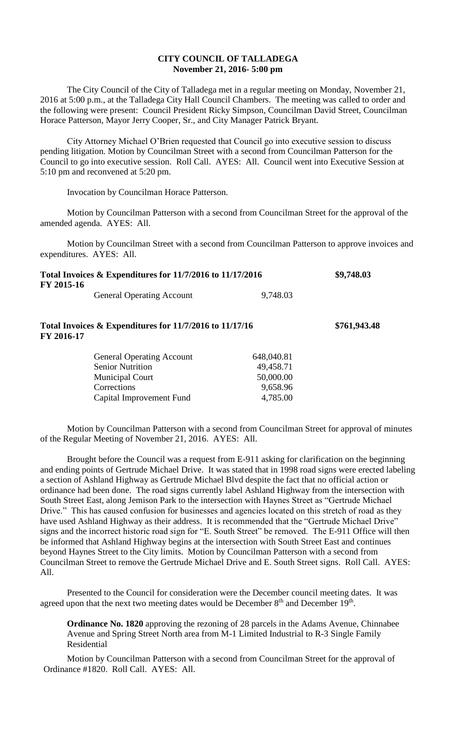# CITY COUNCIL OF TALLADEGA
## November 21, 2016- 5:00 pm

The City Council of the City of Talladega met in a regular meeting on Monday, November 21, 2016 at 5:00 p.m., at the Talladega City Hall Council Chambers. The meeting was called to order and the following were present: Council President Ricky Simpson, Councilman David Street, Councilman Horace Patterson, Mayor Jerry Cooper, Sr., and City Manager Patrick Bryant.

City Attorney Michael O'Brien requested that Council go into executive session to discuss pending litigation. Motion by Councilman Street with a second from Councilman Patterson for the Council to go into executive session. Roll Call. AYES: All. Council went into Executive Session at 5:10 pm and reconvened at 5:20 pm.

Invocation by Councilman Horace Patterson.

Motion by Councilman Patterson with a second from Councilman Street for the approval of the amended agenda. AYES: All.

Motion by Councilman Street with a second from Councilman Patterson to approve invoices and expenditures. AYES: All.

**Total Invoices & Expenditures for 11/7/2016 to 11/17/2016** **\$9,748.03**
**FY 2015-16**

| | | |
|---|---|---|
| General Operating Account | 9,748.03 | |

**Total Invoices & Expenditures for 11/7/2016 to 11/17/16** **\$761,943.48**
**FY 2016-17**

| | |
|---|---|
| General Operating Account | 648,040.81 |
| Senior Nutrition | 49,458.71 |
| Municipal Court | 50,000.00 |
| Corrections | 9,658.96 |
| Capital Improvement Fund | 4,785.00 |

Motion by Councilman Patterson with a second from Councilman Street for approval of minutes of the Regular Meeting of November 21, 2016. AYES: All.

Brought before the Council was a request from E-911 asking for clarification on the beginning and ending points of Gertrude Michael Drive. It was stated that in 1998 road signs were erected labeling a section of Ashland Highway as Gertrude Michael Blvd despite the fact that no official action or ordinance had been done. The road signs currently label Ashland Highway from the intersection with South Street East, along Jemison Park to the intersection with Haynes Street as "Gertrude Michael Drive." This has caused confusion for businesses and agencies located on this stretch of road as they have used Ashland Highway as their address. It is recommended that the "Gertrude Michael Drive" signs and the incorrect historic road sign for "E. South Street" be removed. The E-911 Office will then be informed that Ashland Highway begins at the intersection with South Street East and continues beyond Haynes Street to the City limits. Motion by Councilman Patterson with a second from Councilman Street to remove the Gertrude Michael Drive and E. South Street signs. Roll Call. AYES: All.

Presented to the Council for consideration were the December council meeting dates. It was agreed upon that the next two meeting dates would be December 8th and December 19th.

**Ordinance No. 1820** approving the rezoning of 28 parcels in the Adams Avenue, Chinnabee Avenue and Spring Street North area from M-1 Limited Industrial to R-3 Single Family Residential

Motion by Councilman Patterson with a second from Councilman Street for the approval of Ordinance #1820. Roll Call. AYES: All.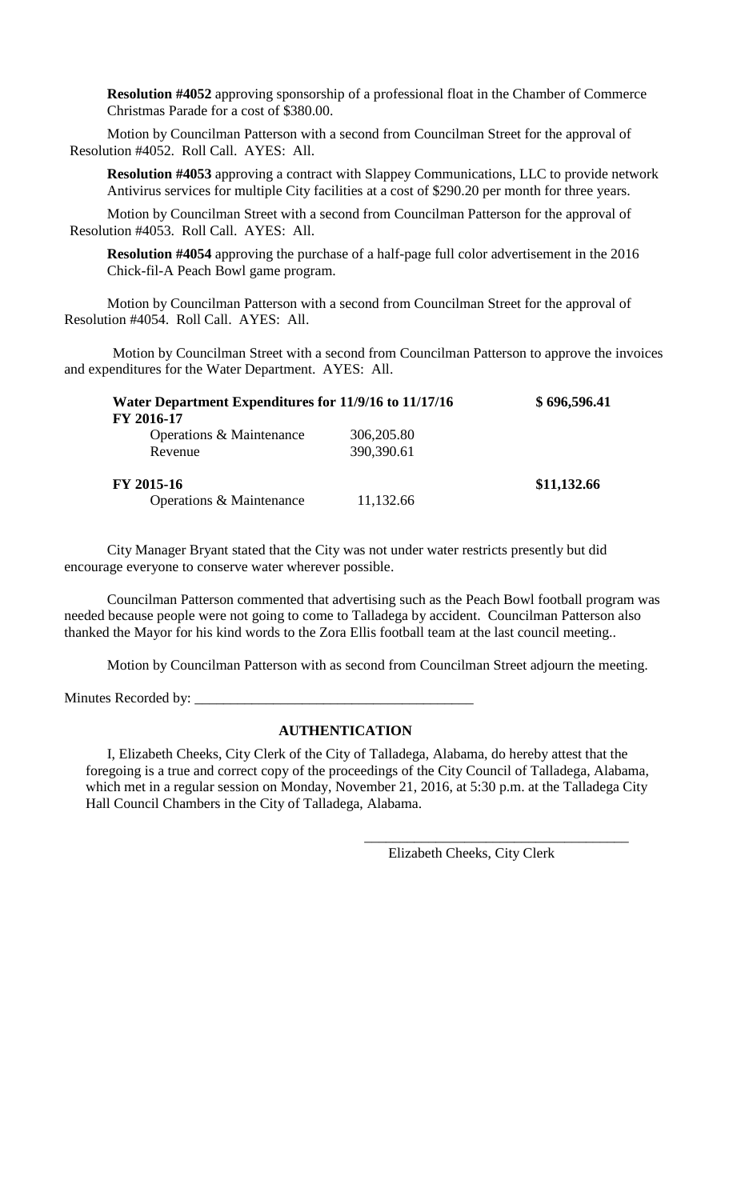**Resolution #4052** approving sponsorship of a professional float in the Chamber of Commerce Christmas Parade for a cost of $380.00.

Motion by Councilman Patterson with a second from Councilman Street for the approval of Resolution #4052. Roll Call. AYES: All.

**Resolution #4053** approving a contract with Slappey Communications, LLC to provide network Antivirus services for multiple City facilities at a cost of $290.20 per month for three years.

Motion by Councilman Street with a second from Councilman Patterson for the approval of Resolution #4053. Roll Call. AYES: All.

**Resolution #4054** approving the purchase of a half-page full color advertisement in the 2016 Chick-fil-A Peach Bowl game program.

Motion by Councilman Patterson with a second from Councilman Street for the approval of Resolution #4054. Roll Call. AYES: All.

Motion by Councilman Street with a second from Councilman Patterson to approve the invoices and expenditures for the Water Department. AYES: All.

| | | |
|---|---|---|
| **Water Department Expenditures for 11/9/16 to 11/17/16** | | **$ 696,596.41** |
| **FY 2016-17** | | |
| Operations & Maintenance | 306,205.80 | |
| Revenue | 390,390.61 | |
| **FY 2015-16** | | **$11,132.66** |
| Operations & Maintenance | 11,132.66 | |

City Manager Bryant stated that the City was not under water restricts presently but did encourage everyone to conserve water wherever possible.

Councilman Patterson commented that advertising such as the Peach Bowl football program was needed because people were not going to come to Talladega by accident. Councilman Patterson also thanked the Mayor for his kind words to the Zora Ellis football team at the last council meeting..

Motion by Councilman Patterson with as second from Councilman Street adjourn the meeting.

Minutes Recorded by: ______________________________________

**AUTHENTICATION**

I, Elizabeth Cheeks, City Clerk of the City of Talladega, Alabama, do hereby attest that the foregoing is a true and correct copy of the proceedings of the City Council of Talladega, Alabama, which met in a regular session on Monday, November 21, 2016, at 5:30 p.m. at the Talladega City Hall Council Chambers in the City of Talladega, Alabama.

______________________________________

Elizabeth Cheeks, City Clerk